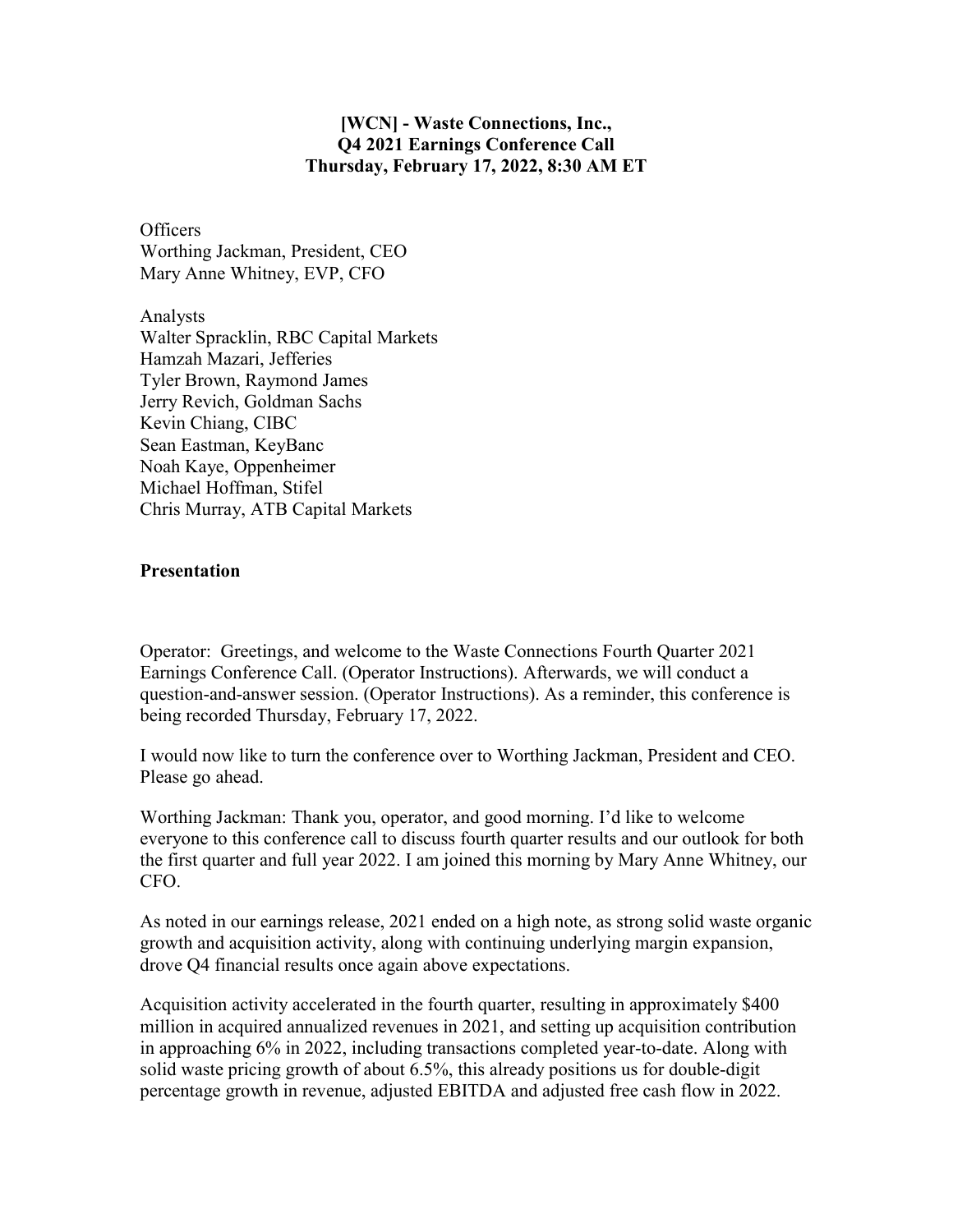# [WCN] - Waste Connections, Inc., Q4 2021 Earnings Conference Call Thursday, February 17, 2022, 8:30 AM ET

Officers
Worthing Jackman, President, CEO
Mary Anne Whitney, EVP, CFO

Analysts
Walter Spracklin, RBC Capital Markets
Hamzah Mazari, Jefferies
Tyler Brown, Raymond James
Jerry Revich, Goldman Sachs
Kevin Chiang, CIBC
Sean Eastman, KeyBanc
Noah Kaye, Oppenheimer
Michael Hoffman, Stifel
Chris Murray, ATB Capital Markets

## Presentation

Operator: Greetings, and welcome to the Waste Connections Fourth Quarter 2021 Earnings Conference Call. (Operator Instructions). Afterwards, we will conduct a question-and-answer session. (Operator Instructions). As a reminder, this conference is being recorded Thursday, February 17, 2022.

I would now like to turn the conference over to Worthing Jackman, President and CEO. Please go ahead.

Worthing Jackman: Thank you, operator, and good morning. I'd like to welcome everyone to this conference call to discuss fourth quarter results and our outlook for both the first quarter and full year 2022. I am joined this morning by Mary Anne Whitney, our CFO.

As noted in our earnings release, 2021 ended on a high note, as strong solid waste organic growth and acquisition activity, along with continuing underlying margin expansion, drove Q4 financial results once again above expectations.

Acquisition activity accelerated in the fourth quarter, resulting in approximately $400 million in acquired annualized revenues in 2021, and setting up acquisition contribution in approaching 6% in 2022, including transactions completed year-to-date. Along with solid waste pricing growth of about 6.5%, this already positions us for double-digit percentage growth in revenue, adjusted EBITDA and adjusted free cash flow in 2022.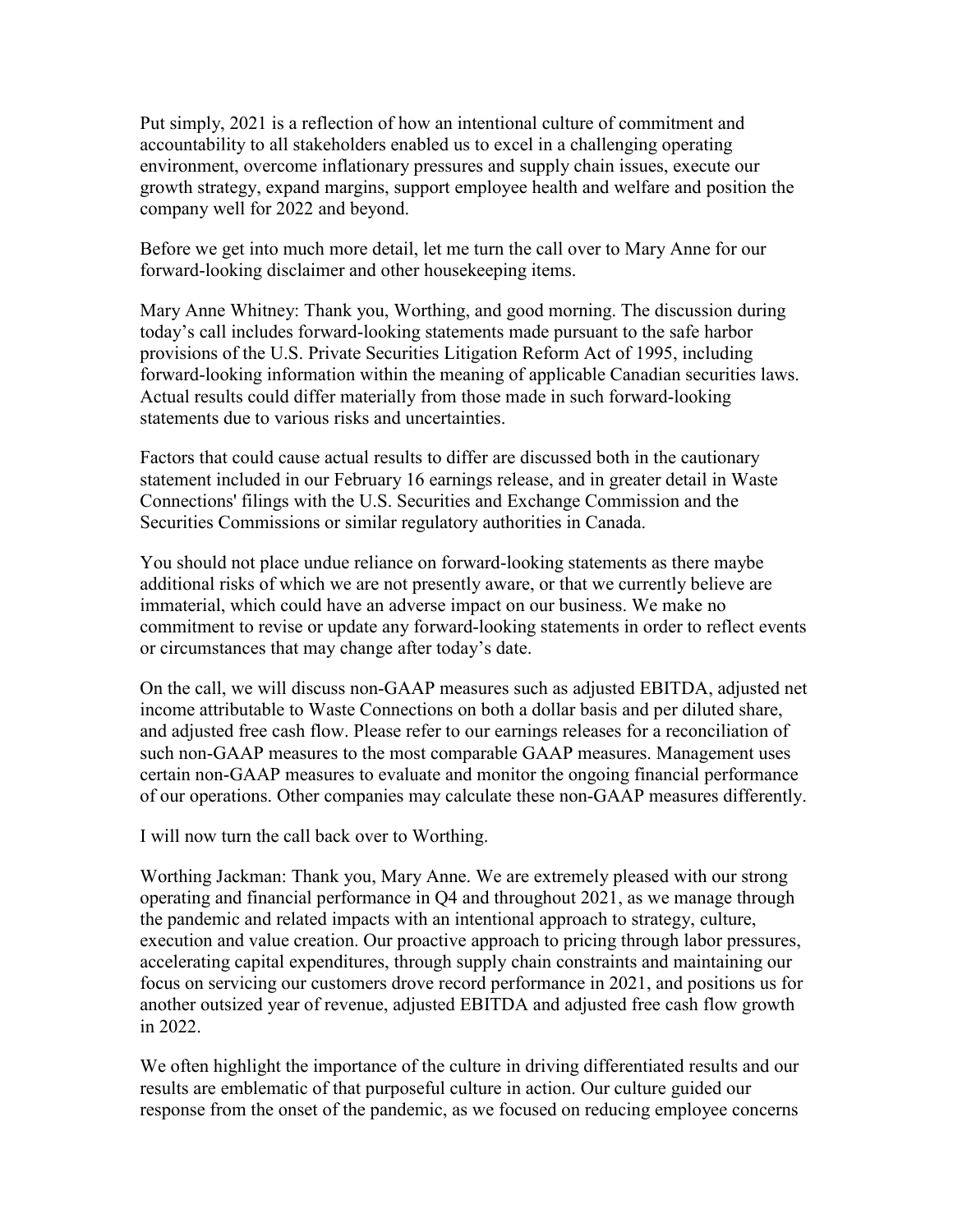Put simply, 2021 is a reflection of how an intentional culture of commitment and accountability to all stakeholders enabled us to excel in a challenging operating environment, overcome inflationary pressures and supply chain issues, execute our growth strategy, expand margins, support employee health and welfare and position the company well for 2022 and beyond.

Before we get into much more detail, let me turn the call over to Mary Anne for our forward-looking disclaimer and other housekeeping items.

Mary Anne Whitney: Thank you, Worthing, and good morning. The discussion during today's call includes forward-looking statements made pursuant to the safe harbor provisions of the U.S. Private Securities Litigation Reform Act of 1995, including forward-looking information within the meaning of applicable Canadian securities laws. Actual results could differ materially from those made in such forward-looking statements due to various risks and uncertainties.

Factors that could cause actual results to differ are discussed both in the cautionary statement included in our February 16 earnings release, and in greater detail in Waste Connections' filings with the U.S. Securities and Exchange Commission and the Securities Commissions or similar regulatory authorities in Canada.

You should not place undue reliance on forward-looking statements as there maybe additional risks of which we are not presently aware, or that we currently believe are immaterial, which could have an adverse impact on our business. We make no commitment to revise or update any forward-looking statements in order to reflect events or circumstances that may change after today's date.

On the call, we will discuss non-GAAP measures such as adjusted EBITDA, adjusted net income attributable to Waste Connections on both a dollar basis and per diluted share, and adjusted free cash flow. Please refer to our earnings releases for a reconciliation of such non-GAAP measures to the most comparable GAAP measures. Management uses certain non-GAAP measures to evaluate and monitor the ongoing financial performance of our operations. Other companies may calculate these non-GAAP measures differently.

I will now turn the call back over to Worthing.

Worthing Jackman: Thank you, Mary Anne. We are extremely pleased with our strong operating and financial performance in Q4 and throughout 2021, as we manage through the pandemic and related impacts with an intentional approach to strategy, culture, execution and value creation. Our proactive approach to pricing through labor pressures, accelerating capital expenditures, through supply chain constraints and maintaining our focus on servicing our customers drove record performance in 2021, and positions us for another outsized year of revenue, adjusted EBITDA and adjusted free cash flow growth in 2022.

We often highlight the importance of the culture in driving differentiated results and our results are emblematic of that purposeful culture in action. Our culture guided our response from the onset of the pandemic, as we focused on reducing employee concerns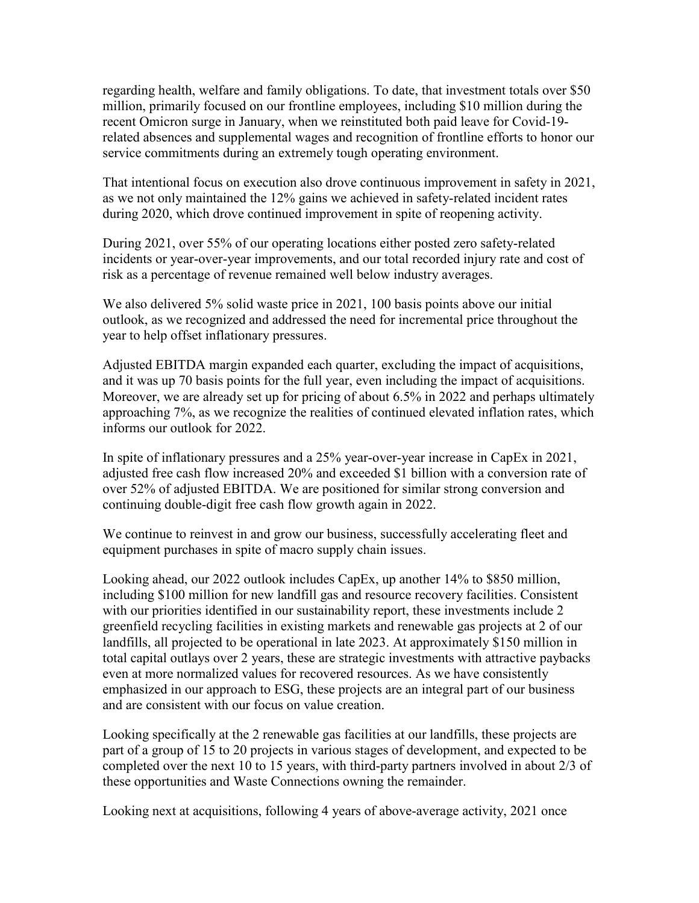regarding health, welfare and family obligations. To date, that investment totals over $50 million, primarily focused on our frontline employees, including $10 million during the recent Omicron surge in January, when we reinstituted both paid leave for Covid-19-related absences and supplemental wages and recognition of frontline efforts to honor our service commitments during an extremely tough operating environment.

That intentional focus on execution also drove continuous improvement in safety in 2021, as we not only maintained the 12% gains we achieved in safety-related incident rates during 2020, which drove continued improvement in spite of reopening activity.

During 2021, over 55% of our operating locations either posted zero safety-related incidents or year-over-year improvements, and our total recorded injury rate and cost of risk as a percentage of revenue remained well below industry averages.

We also delivered 5% solid waste price in 2021, 100 basis points above our initial outlook, as we recognized and addressed the need for incremental price throughout the year to help offset inflationary pressures.

Adjusted EBITDA margin expanded each quarter, excluding the impact of acquisitions, and it was up 70 basis points for the full year, even including the impact of acquisitions. Moreover, we are already set up for pricing of about 6.5% in 2022 and perhaps ultimately approaching 7%, as we recognize the realities of continued elevated inflation rates, which informs our outlook for 2022.

In spite of inflationary pressures and a 25% year-over-year increase in CapEx in 2021, adjusted free cash flow increased 20% and exceeded $1 billion with a conversion rate of over 52% of adjusted EBITDA. We are positioned for similar strong conversion and continuing double-digit free cash flow growth again in 2022.

We continue to reinvest in and grow our business, successfully accelerating fleet and equipment purchases in spite of macro supply chain issues.

Looking ahead, our 2022 outlook includes CapEx, up another 14% to $850 million, including $100 million for new landfill gas and resource recovery facilities. Consistent with our priorities identified in our sustainability report, these investments include 2 greenfield recycling facilities in existing markets and renewable gas projects at 2 of our landfills, all projected to be operational in late 2023. At approximately $150 million in total capital outlays over 2 years, these are strategic investments with attractive paybacks even at more normalized values for recovered resources. As we have consistently emphasized in our approach to ESG, these projects are an integral part of our business and are consistent with our focus on value creation.

Looking specifically at the 2 renewable gas facilities at our landfills, these projects are part of a group of 15 to 20 projects in various stages of development, and expected to be completed over the next 10 to 15 years, with third-party partners involved in about 2/3 of these opportunities and Waste Connections owning the remainder.

Looking next at acquisitions, following 4 years of above-average activity, 2021 once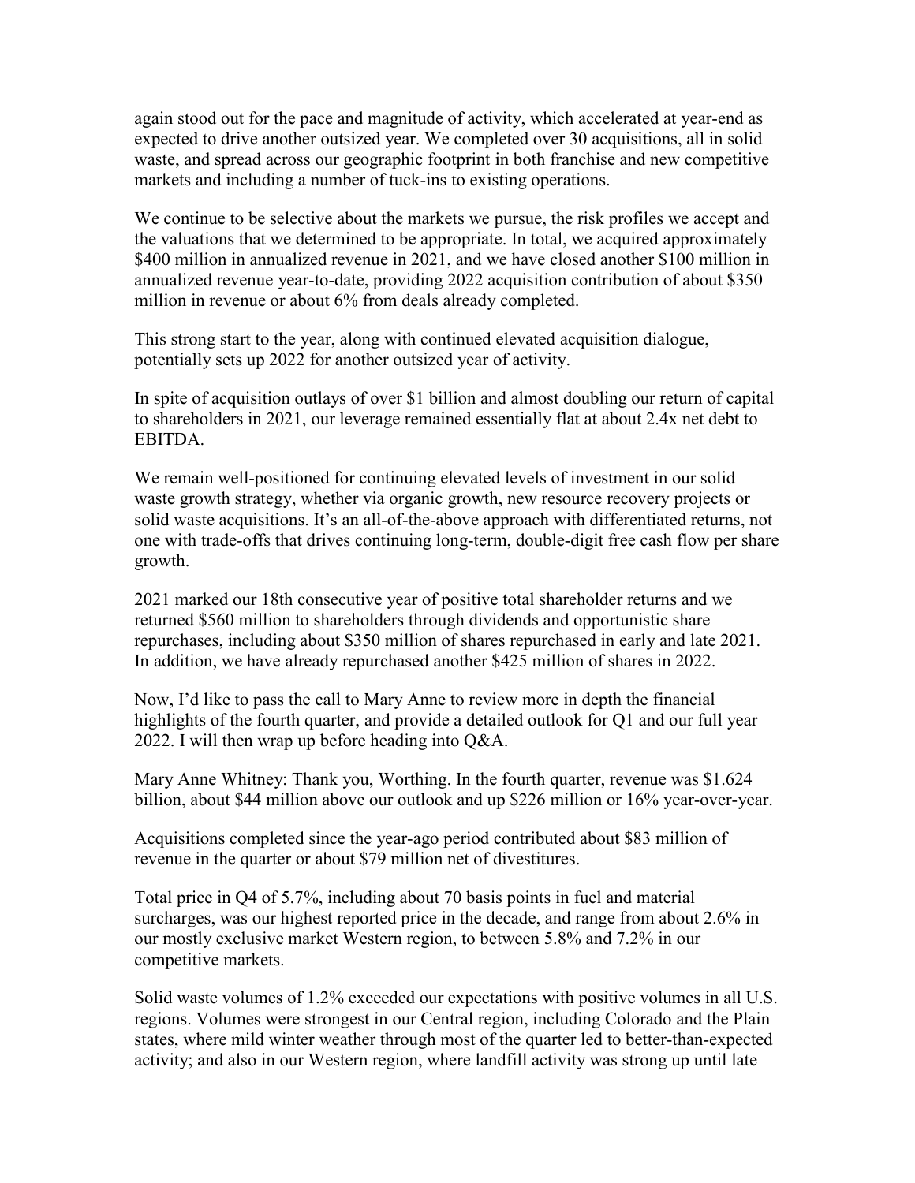again stood out for the pace and magnitude of activity, which accelerated at year-end as expected to drive another outsized year. We completed over 30 acquisitions, all in solid waste, and spread across our geographic footprint in both franchise and new competitive markets and including a number of tuck-ins to existing operations.

We continue to be selective about the markets we pursue, the risk profiles we accept and the valuations that we determined to be appropriate. In total, we acquired approximately $400 million in annualized revenue in 2021, and we have closed another $100 million in annualized revenue year-to-date, providing 2022 acquisition contribution of about $350 million in revenue or about 6% from deals already completed.

This strong start to the year, along with continued elevated acquisition dialogue, potentially sets up 2022 for another outsized year of activity.

In spite of acquisition outlays of over $1 billion and almost doubling our return of capital to shareholders in 2021, our leverage remained essentially flat at about 2.4x net debt to EBITDA.

We remain well-positioned for continuing elevated levels of investment in our solid waste growth strategy, whether via organic growth, new resource recovery projects or solid waste acquisitions. It's an all-of-the-above approach with differentiated returns, not one with trade-offs that drives continuing long-term, double-digit free cash flow per share growth.

2021 marked our 18th consecutive year of positive total shareholder returns and we returned $560 million to shareholders through dividends and opportunistic share repurchases, including about $350 million of shares repurchased in early and late 2021. In addition, we have already repurchased another $425 million of shares in 2022.

Now, I'd like to pass the call to Mary Anne to review more in depth the financial highlights of the fourth quarter, and provide a detailed outlook for Q1 and our full year 2022. I will then wrap up before heading into Q&A.

Mary Anne Whitney: Thank you, Worthing. In the fourth quarter, revenue was $1.624 billion, about $44 million above our outlook and up $226 million or 16% year-over-year.

Acquisitions completed since the year-ago period contributed about $83 million of revenue in the quarter or about $79 million net of divestitures.

Total price in Q4 of 5.7%, including about 70 basis points in fuel and material surcharges, was our highest reported price in the decade, and range from about 2.6% in our mostly exclusive market Western region, to between 5.8% and 7.2% in our competitive markets.

Solid waste volumes of 1.2% exceeded our expectations with positive volumes in all U.S. regions. Volumes were strongest in our Central region, including Colorado and the Plain states, where mild winter weather through most of the quarter led to better-than-expected activity; and also in our Western region, where landfill activity was strong up until late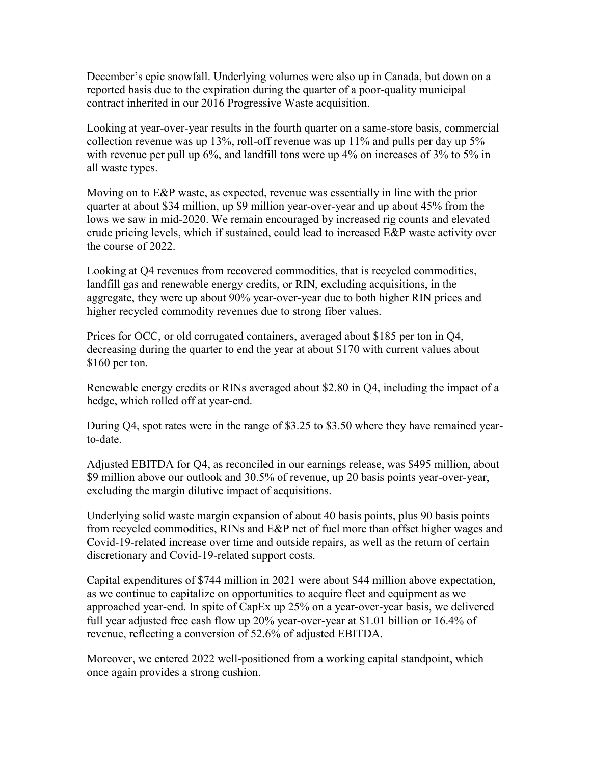December's epic snowfall. Underlying volumes were also up in Canada, but down on a reported basis due to the expiration during the quarter of a poor-quality municipal contract inherited in our 2016 Progressive Waste acquisition.

Looking at year-over-year results in the fourth quarter on a same-store basis, commercial collection revenue was up 13%, roll-off revenue was up 11% and pulls per day up 5% with revenue per pull up 6%, and landfill tons were up 4% on increases of 3% to 5% in all waste types.

Moving on to E&P waste, as expected, revenue was essentially in line with the prior quarter at about $34 million, up $9 million year-over-year and up about 45% from the lows we saw in mid-2020. We remain encouraged by increased rig counts and elevated crude pricing levels, which if sustained, could lead to increased E&P waste activity over the course of 2022.

Looking at Q4 revenues from recovered commodities, that is recycled commodities, landfill gas and renewable energy credits, or RIN, excluding acquisitions, in the aggregate, they were up about 90% year-over-year due to both higher RIN prices and higher recycled commodity revenues due to strong fiber values.

Prices for OCC, or old corrugated containers, averaged about $185 per ton in Q4, decreasing during the quarter to end the year at about $170 with current values about $160 per ton.

Renewable energy credits or RINs averaged about $2.80 in Q4, including the impact of a hedge, which rolled off at year-end.

During Q4, spot rates were in the range of $3.25 to $3.50 where they have remained year-to-date.

Adjusted EBITDA for Q4, as reconciled in our earnings release, was $495 million, about $9 million above our outlook and 30.5% of revenue, up 20 basis points year-over-year, excluding the margin dilutive impact of acquisitions.

Underlying solid waste margin expansion of about 40 basis points, plus 90 basis points from recycled commodities, RINs and E&P net of fuel more than offset higher wages and Covid-19-related increase over time and outside repairs, as well as the return of certain discretionary and Covid-19-related support costs.

Capital expenditures of $744 million in 2021 were about $44 million above expectation, as we continue to capitalize on opportunities to acquire fleet and equipment as we approached year-end. In spite of CapEx up 25% on a year-over-year basis, we delivered full year adjusted free cash flow up 20% year-over-year at $1.01 billion or 16.4% of revenue, reflecting a conversion of 52.6% of adjusted EBITDA.

Moreover, we entered 2022 well-positioned from a working capital standpoint, which once again provides a strong cushion.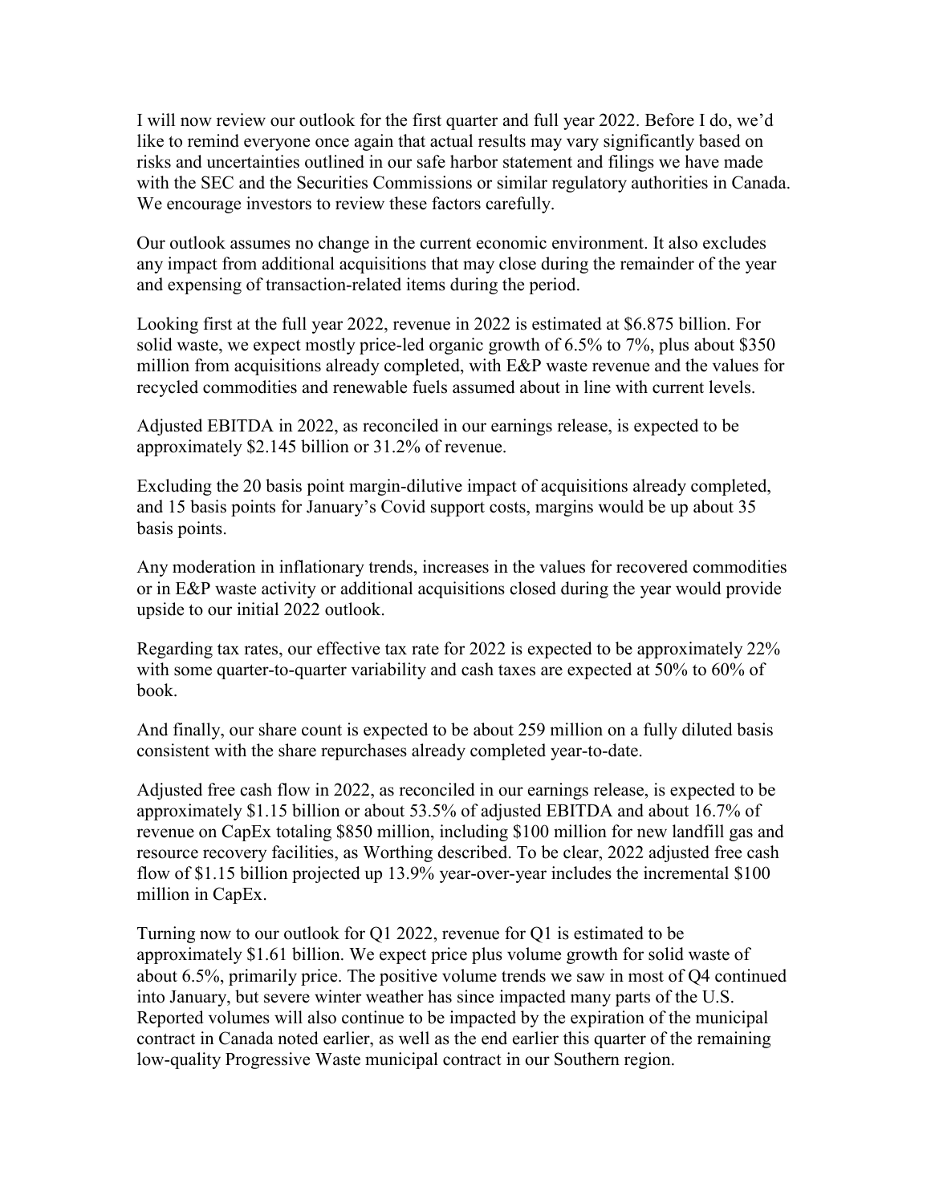I will now review our outlook for the first quarter and full year 2022. Before I do, we'd like to remind everyone once again that actual results may vary significantly based on risks and uncertainties outlined in our safe harbor statement and filings we have made with the SEC and the Securities Commissions or similar regulatory authorities in Canada. We encourage investors to review these factors carefully.

Our outlook assumes no change in the current economic environment. It also excludes any impact from additional acquisitions that may close during the remainder of the year and expensing of transaction-related items during the period.

Looking first at the full year 2022, revenue in 2022 is estimated at $6.875 billion. For solid waste, we expect mostly price-led organic growth of 6.5% to 7%, plus about $350 million from acquisitions already completed, with E&P waste revenue and the values for recycled commodities and renewable fuels assumed about in line with current levels.

Adjusted EBITDA in 2022, as reconciled in our earnings release, is expected to be approximately $2.145 billion or 31.2% of revenue.

Excluding the 20 basis point margin-dilutive impact of acquisitions already completed, and 15 basis points for January's Covid support costs, margins would be up about 35 basis points.

Any moderation in inflationary trends, increases in the values for recovered commodities or in E&P waste activity or additional acquisitions closed during the year would provide upside to our initial 2022 outlook.

Regarding tax rates, our effective tax rate for 2022 is expected to be approximately 22% with some quarter-to-quarter variability and cash taxes are expected at 50% to 60% of book.

And finally, our share count is expected to be about 259 million on a fully diluted basis consistent with the share repurchases already completed year-to-date.

Adjusted free cash flow in 2022, as reconciled in our earnings release, is expected to be approximately $1.15 billion or about 53.5% of adjusted EBITDA and about 16.7% of revenue on CapEx totaling $850 million, including $100 million for new landfill gas and resource recovery facilities, as Worthing described. To be clear, 2022 adjusted free cash flow of $1.15 billion projected up 13.9% year-over-year includes the incremental $100 million in CapEx.

Turning now to our outlook for Q1 2022, revenue for Q1 is estimated to be approximately $1.61 billion. We expect price plus volume growth for solid waste of about 6.5%, primarily price. The positive volume trends we saw in most of Q4 continued into January, but severe winter weather has since impacted many parts of the U.S. Reported volumes will also continue to be impacted by the expiration of the municipal contract in Canada noted earlier, as well as the end earlier this quarter of the remaining low-quality Progressive Waste municipal contract in our Southern region.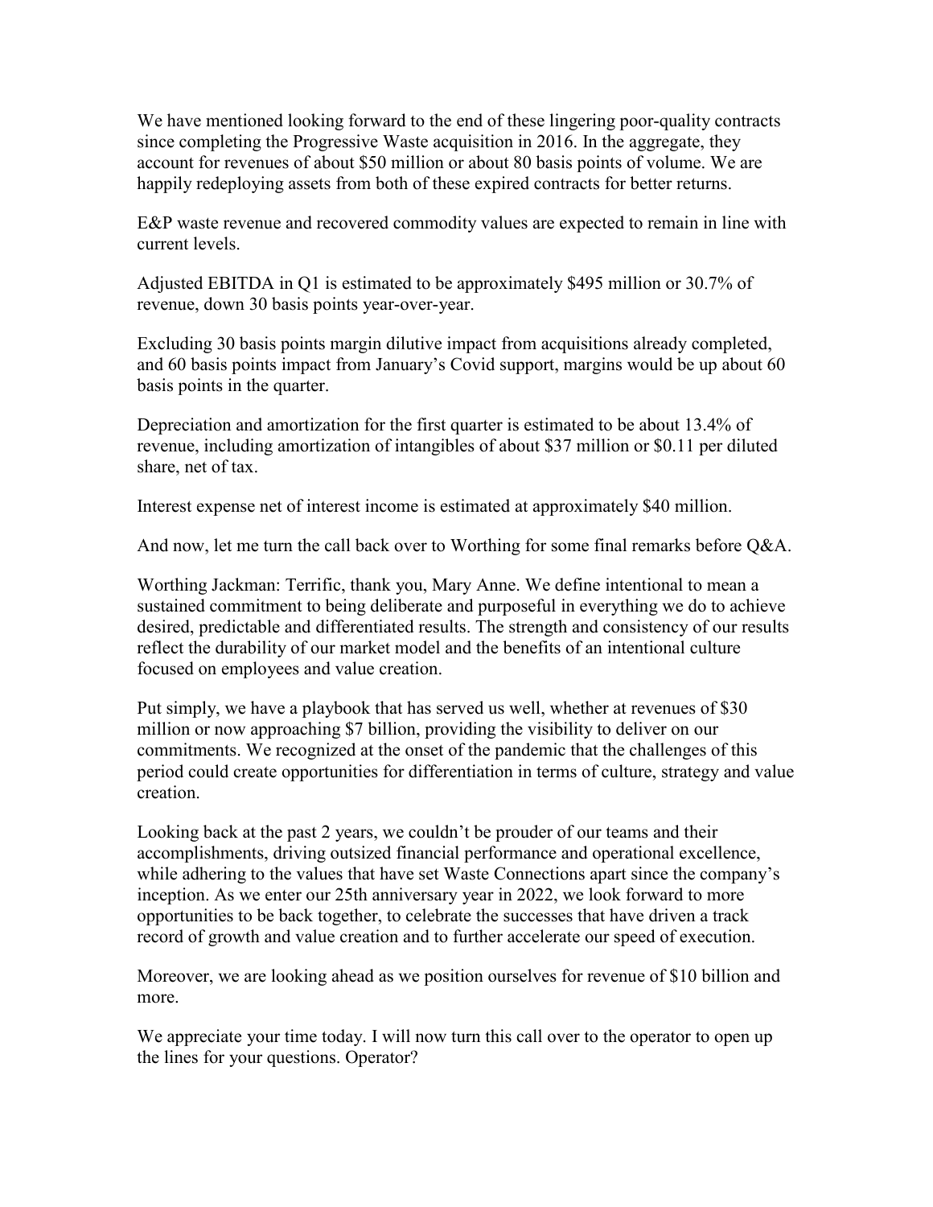We have mentioned looking forward to the end of these lingering poor-quality contracts since completing the Progressive Waste acquisition in 2016. In the aggregate, they account for revenues of about $50 million or about 80 basis points of volume. We are happily redeploying assets from both of these expired contracts for better returns.

E&P waste revenue and recovered commodity values are expected to remain in line with current levels.

Adjusted EBITDA in Q1 is estimated to be approximately $495 million or 30.7% of revenue, down 30 basis points year-over-year.

Excluding 30 basis points margin dilutive impact from acquisitions already completed, and 60 basis points impact from January's Covid support, margins would be up about 60 basis points in the quarter.

Depreciation and amortization for the first quarter is estimated to be about 13.4% of revenue, including amortization of intangibles of about $37 million or $0.11 per diluted share, net of tax.

Interest expense net of interest income is estimated at approximately $40 million.

And now, let me turn the call back over to Worthing for some final remarks before Q&A.

Worthing Jackman: Terrific, thank you, Mary Anne. We define intentional to mean a sustained commitment to being deliberate and purposeful in everything we do to achieve desired, predictable and differentiated results. The strength and consistency of our results reflect the durability of our market model and the benefits of an intentional culture focused on employees and value creation.

Put simply, we have a playbook that has served us well, whether at revenues of $30 million or now approaching $7 billion, providing the visibility to deliver on our commitments. We recognized at the onset of the pandemic that the challenges of this period could create opportunities for differentiation in terms of culture, strategy and value creation.

Looking back at the past 2 years, we couldn't be prouder of our teams and their accomplishments, driving outsized financial performance and operational excellence, while adhering to the values that have set Waste Connections apart since the company's inception. As we enter our 25th anniversary year in 2022, we look forward to more opportunities to be back together, to celebrate the successes that have driven a track record of growth and value creation and to further accelerate our speed of execution.

Moreover, we are looking ahead as we position ourselves for revenue of $10 billion and more.

We appreciate your time today. I will now turn this call over to the operator to open up the lines for your questions. Operator?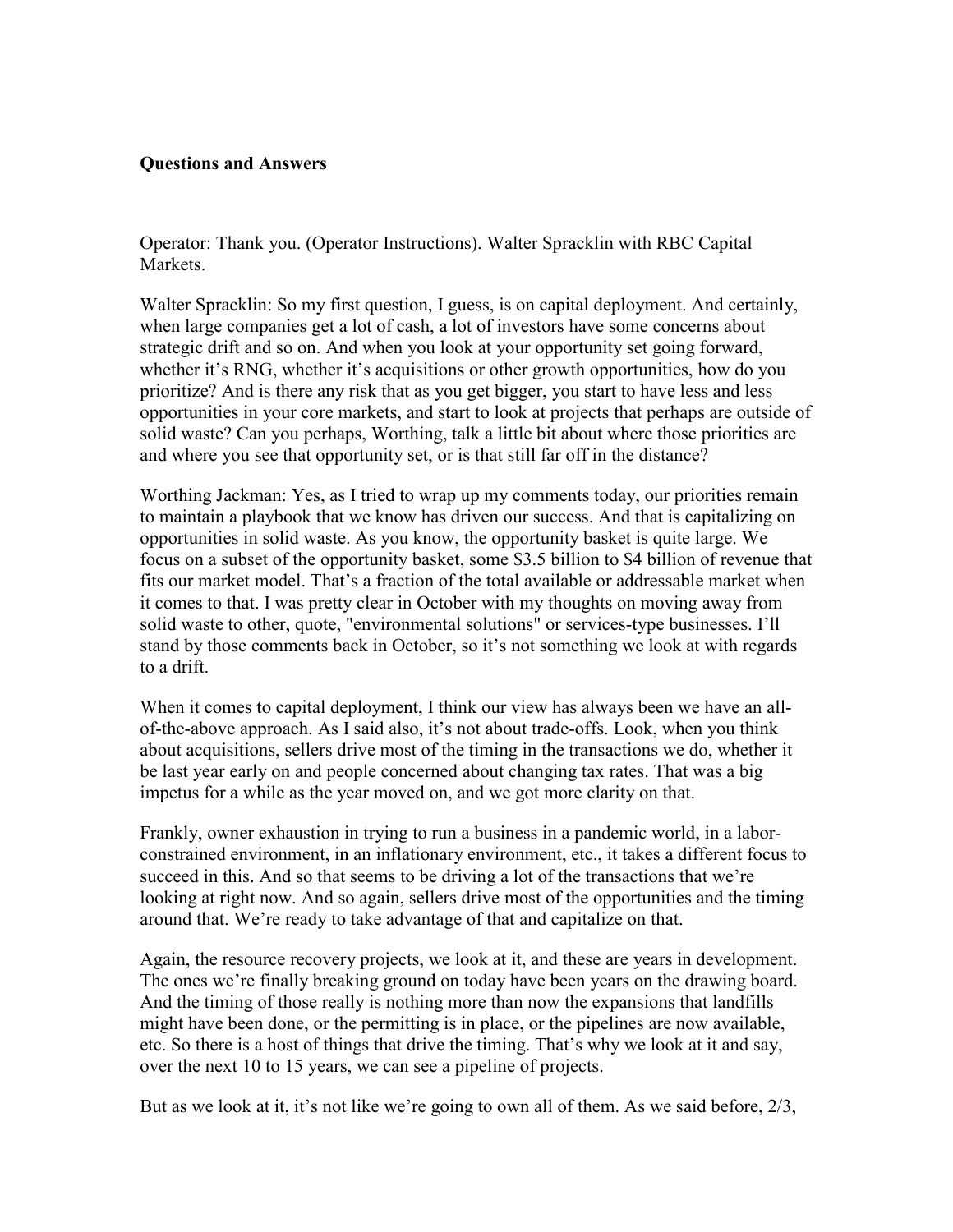**Questions and Answers**

Operator: Thank you. (Operator Instructions). Walter Spracklin with RBC Capital Markets.

Walter Spracklin: So my first question, I guess, is on capital deployment. And certainly, when large companies get a lot of cash, a lot of investors have some concerns about strategic drift and so on. And when you look at your opportunity set going forward, whether it's RNG, whether it's acquisitions or other growth opportunities, how do you prioritize? And is there any risk that as you get bigger, you start to have less and less opportunities in your core markets, and start to look at projects that perhaps are outside of solid waste? Can you perhaps, Worthing, talk a little bit about where those priorities are and where you see that opportunity set, or is that still far off in the distance?

Worthing Jackman: Yes, as I tried to wrap up my comments today, our priorities remain to maintain a playbook that we know has driven our success. And that is capitalizing on opportunities in solid waste. As you know, the opportunity basket is quite large. We focus on a subset of the opportunity basket, some $3.5 billion to $4 billion of revenue that fits our market model. That's a fraction of the total available or addressable market when it comes to that. I was pretty clear in October with my thoughts on moving away from solid waste to other, quote, "environmental solutions" or services-type businesses. I'll stand by those comments back in October, so it's not something we look at with regards to a drift.

When it comes to capital deployment, I think our view has always been we have an all-of-the-above approach. As I said also, it's not about trade-offs. Look, when you think about acquisitions, sellers drive most of the timing in the transactions we do, whether it be last year early on and people concerned about changing tax rates. That was a big impetus for a while as the year moved on, and we got more clarity on that.

Frankly, owner exhaustion in trying to run a business in a pandemic world, in a labor-constrained environment, in an inflationary environment, etc., it takes a different focus to succeed in this. And so that seems to be driving a lot of the transactions that we're looking at right now. And so again, sellers drive most of the opportunities and the timing around that. We're ready to take advantage of that and capitalize on that.

Again, the resource recovery projects, we look at it, and these are years in development. The ones we're finally breaking ground on today have been years on the drawing board. And the timing of those really is nothing more than now the expansions that landfills might have been done, or the permitting is in place, or the pipelines are now available, etc. So there is a host of things that drive the timing. That's why we look at it and say, over the next 10 to 15 years, we can see a pipeline of projects.

But as we look at it, it's not like we're going to own all of them. As we said before, 2/3,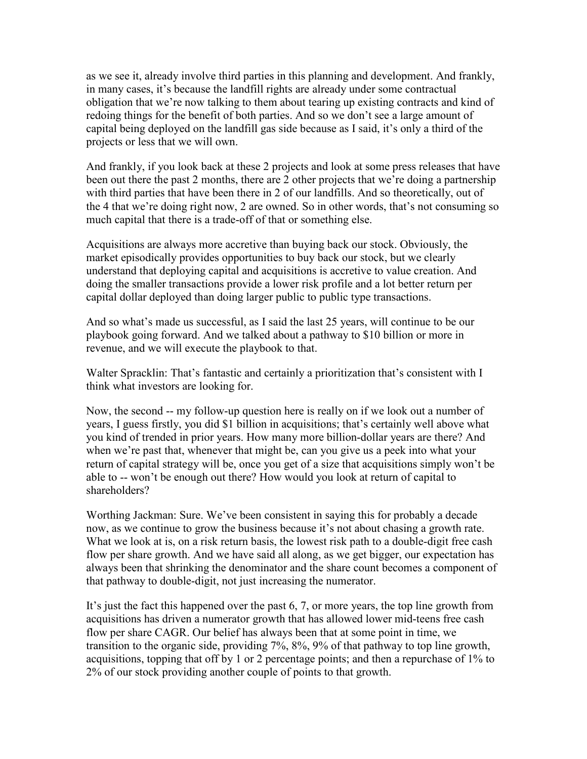as we see it, already involve third parties in this planning and development. And frankly, in many cases, it's because the landfill rights are already under some contractual obligation that we're now talking to them about tearing up existing contracts and kind of redoing things for the benefit of both parties. And so we don't see a large amount of capital being deployed on the landfill gas side because as I said, it's only a third of the projects or less that we will own.

And frankly, if you look back at these 2 projects and look at some press releases that have been out there the past 2 months, there are 2 other projects that we're doing a partnership with third parties that have been there in 2 of our landfills. And so theoretically, out of the 4 that we're doing right now, 2 are owned. So in other words, that's not consuming so much capital that there is a trade-off of that or something else.

Acquisitions are always more accretive than buying back our stock. Obviously, the market episodically provides opportunities to buy back our stock, but we clearly understand that deploying capital and acquisitions is accretive to value creation. And doing the smaller transactions provide a lower risk profile and a lot better return per capital dollar deployed than doing larger public to public type transactions.

And so what's made us successful, as I said the last 25 years, will continue to be our playbook going forward. And we talked about a pathway to $10 billion or more in revenue, and we will execute the playbook to that.

Walter Spracklin: That's fantastic and certainly a prioritization that's consistent with I think what investors are looking for.

Now, the second -- my follow-up question here is really on if we look out a number of years, I guess firstly, you did $1 billion in acquisitions; that's certainly well above what you kind of trended in prior years. How many more billion-dollar years are there? And when we're past that, whenever that might be, can you give us a peek into what your return of capital strategy will be, once you get of a size that acquisitions simply won't be able to -- won't be enough out there? How would you look at return of capital to shareholders?

Worthing Jackman: Sure. We've been consistent in saying this for probably a decade now, as we continue to grow the business because it's not about chasing a growth rate. What we look at is, on a risk return basis, the lowest risk path to a double-digit free cash flow per share growth. And we have said all along, as we get bigger, our expectation has always been that shrinking the denominator and the share count becomes a component of that pathway to double-digit, not just increasing the numerator.

It's just the fact this happened over the past 6, 7, or more years, the top line growth from acquisitions has driven a numerator growth that has allowed lower mid-teens free cash flow per share CAGR. Our belief has always been that at some point in time, we transition to the organic side, providing 7%, 8%, 9% of that pathway to top line growth, acquisitions, topping that off by 1 or 2 percentage points; and then a repurchase of 1% to 2% of our stock providing another couple of points to that growth.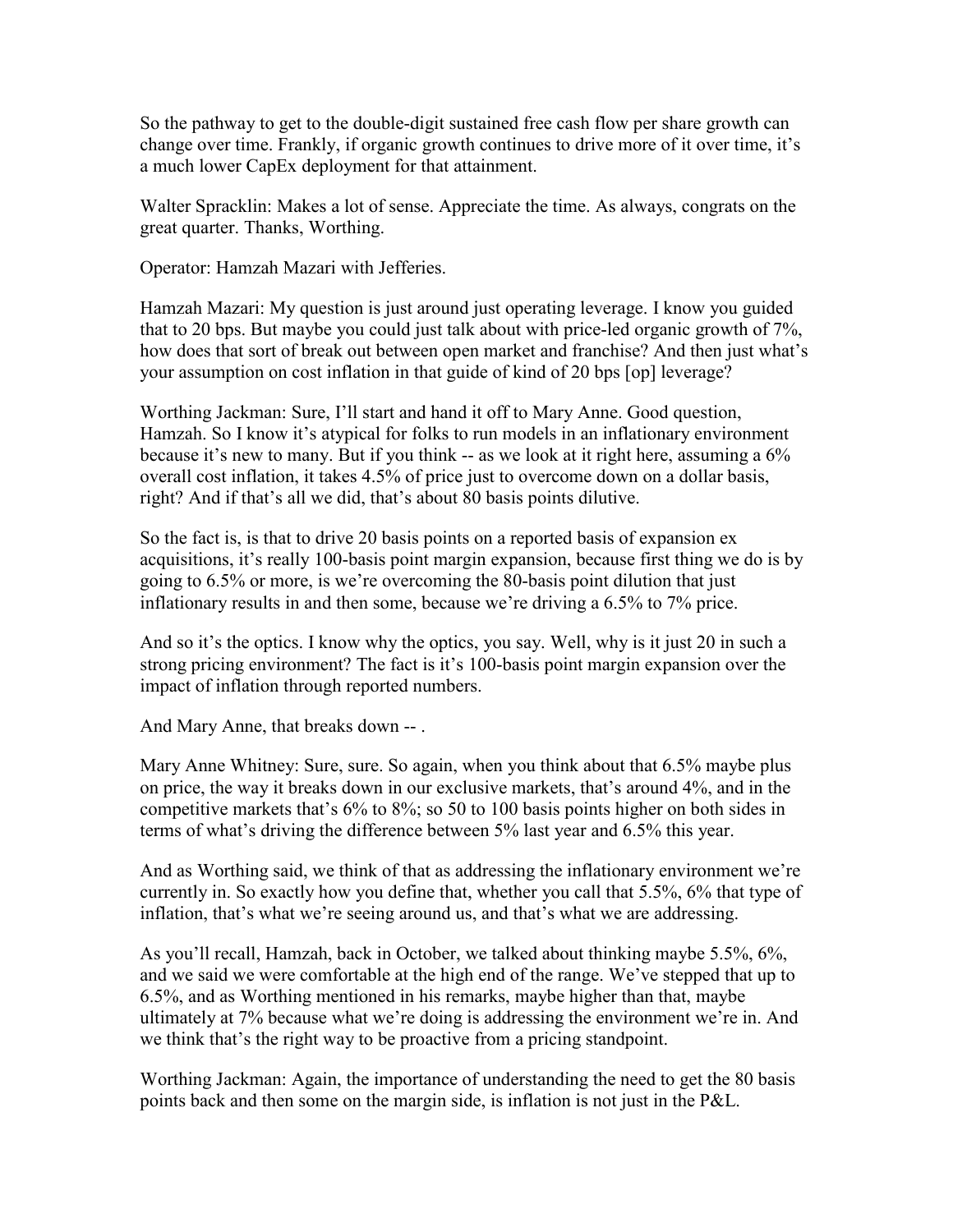So the pathway to get to the double-digit sustained free cash flow per share growth can change over time. Frankly, if organic growth continues to drive more of it over time, it's a much lower CapEx deployment for that attainment.

Walter Spracklin: Makes a lot of sense. Appreciate the time. As always, congrats on the great quarter. Thanks, Worthing.

Operator: Hamzah Mazari with Jefferies.

Hamzah Mazari: My question is just around just operating leverage. I know you guided that to 20 bps. But maybe you could just talk about with price-led organic growth of 7%, how does that sort of break out between open market and franchise? And then just what's your assumption on cost inflation in that guide of kind of 20 bps [op] leverage?

Worthing Jackman: Sure, I'll start and hand it off to Mary Anne. Good question, Hamzah. So I know it's atypical for folks to run models in an inflationary environment because it's new to many. But if you think -- as we look at it right here, assuming a 6% overall cost inflation, it takes 4.5% of price just to overcome down on a dollar basis, right? And if that's all we did, that's about 80 basis points dilutive.

So the fact is, is that to drive 20 basis points on a reported basis of expansion ex acquisitions, it's really 100-basis point margin expansion, because first thing we do is by going to 6.5% or more, is we're overcoming the 80-basis point dilution that just inflationary results in and then some, because we're driving a 6.5% to 7% price.

And so it's the optics. I know why the optics, you say. Well, why is it just 20 in such a strong pricing environment? The fact is it's 100-basis point margin expansion over the impact of inflation through reported numbers.

And Mary Anne, that breaks down -- .

Mary Anne Whitney: Sure, sure. So again, when you think about that 6.5% maybe plus on price, the way it breaks down in our exclusive markets, that's around 4%, and in the competitive markets that's 6% to 8%; so 50 to 100 basis points higher on both sides in terms of what's driving the difference between 5% last year and 6.5% this year.

And as Worthing said, we think of that as addressing the inflationary environment we're currently in. So exactly how you define that, whether you call that 5.5%, 6% that type of inflation, that's what we're seeing around us, and that's what we are addressing.

As you'll recall, Hamzah, back in October, we talked about thinking maybe 5.5%, 6%, and we said we were comfortable at the high end of the range. We've stepped that up to 6.5%, and as Worthing mentioned in his remarks, maybe higher than that, maybe ultimately at 7% because what we're doing is addressing the environment we're in. And we think that's the right way to be proactive from a pricing standpoint.

Worthing Jackman: Again, the importance of understanding the need to get the 80 basis points back and then some on the margin side, is inflation is not just in the P&L.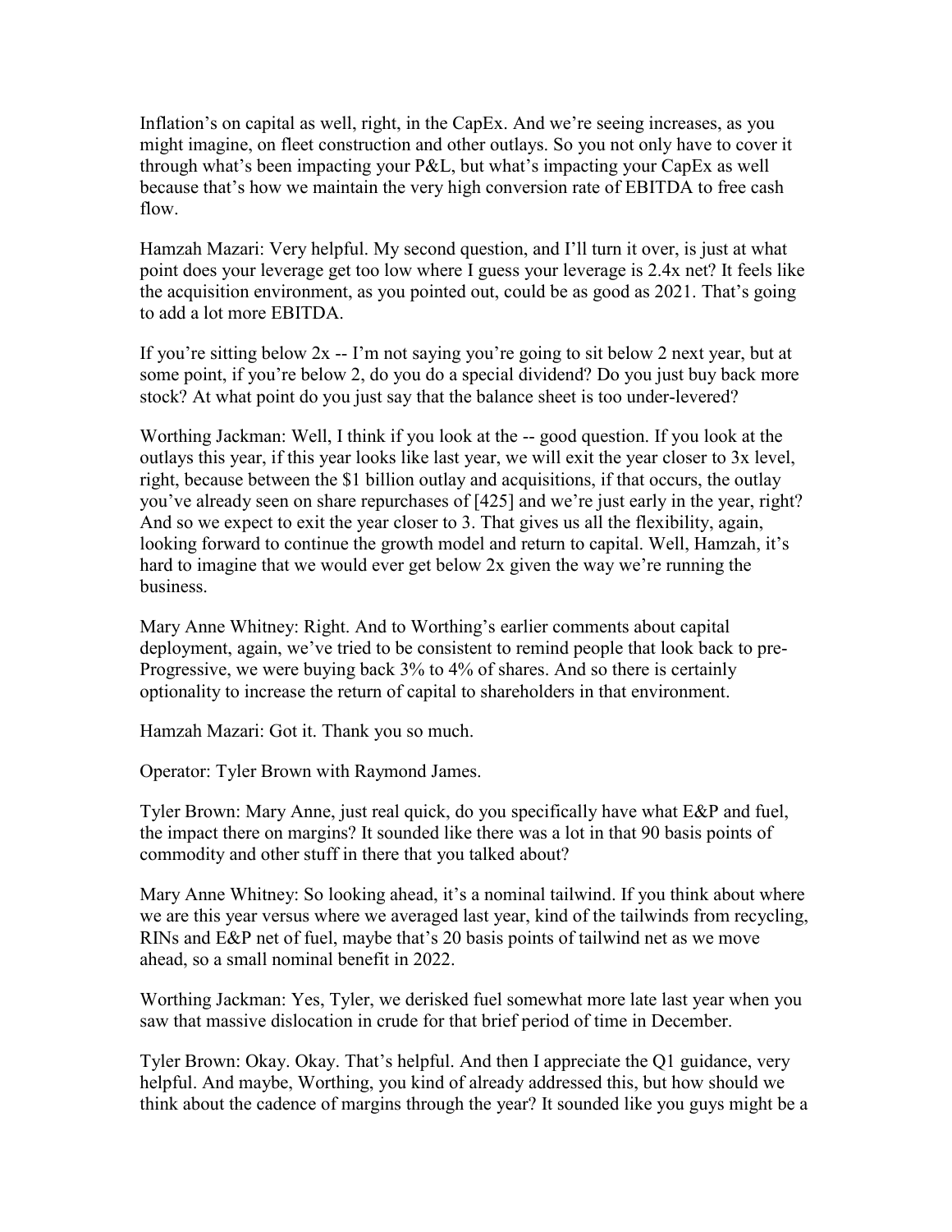Inflation's on capital as well, right, in the CapEx. And we're seeing increases, as you might imagine, on fleet construction and other outlays. So you not only have to cover it through what's been impacting your P&L, but what's impacting your CapEx as well because that's how we maintain the very high conversion rate of EBITDA to free cash flow.

Hamzah Mazari: Very helpful. My second question, and I'll turn it over, is just at what point does your leverage get too low where I guess your leverage is 2.4x net? It feels like the acquisition environment, as you pointed out, could be as good as 2021. That's going to add a lot more EBITDA.

If you're sitting below 2x -- I'm not saying you're going to sit below 2 next year, but at some point, if you're below 2, do you do a special dividend? Do you just buy back more stock? At what point do you just say that the balance sheet is too under-levered?

Worthing Jackman: Well, I think if you look at the -- good question. If you look at the outlays this year, if this year looks like last year, we will exit the year closer to 3x level, right, because between the $1 billion outlay and acquisitions, if that occurs, the outlay you've already seen on share repurchases of [425] and we're just early in the year, right? And so we expect to exit the year closer to 3. That gives us all the flexibility, again, looking forward to continue the growth model and return to capital. Well, Hamzah, it's hard to imagine that we would ever get below 2x given the way we're running the business.

Mary Anne Whitney: Right. And to Worthing's earlier comments about capital deployment, again, we've tried to be consistent to remind people that look back to pre-Progressive, we were buying back 3% to 4% of shares. And so there is certainly optionality to increase the return of capital to shareholders in that environment.

Hamzah Mazari: Got it. Thank you so much.

Operator: Tyler Brown with Raymond James.

Tyler Brown: Mary Anne, just real quick, do you specifically have what E&P and fuel, the impact there on margins? It sounded like there was a lot in that 90 basis points of commodity and other stuff in there that you talked about?

Mary Anne Whitney: So looking ahead, it's a nominal tailwind. If you think about where we are this year versus where we averaged last year, kind of the tailwinds from recycling, RINs and E&P net of fuel, maybe that's 20 basis points of tailwind net as we move ahead, so a small nominal benefit in 2022.

Worthing Jackman: Yes, Tyler, we derisked fuel somewhat more late last year when you saw that massive dislocation in crude for that brief period of time in December.

Tyler Brown: Okay. Okay. That's helpful. And then I appreciate the Q1 guidance, very helpful. And maybe, Worthing, you kind of already addressed this, but how should we think about the cadence of margins through the year? It sounded like you guys might be a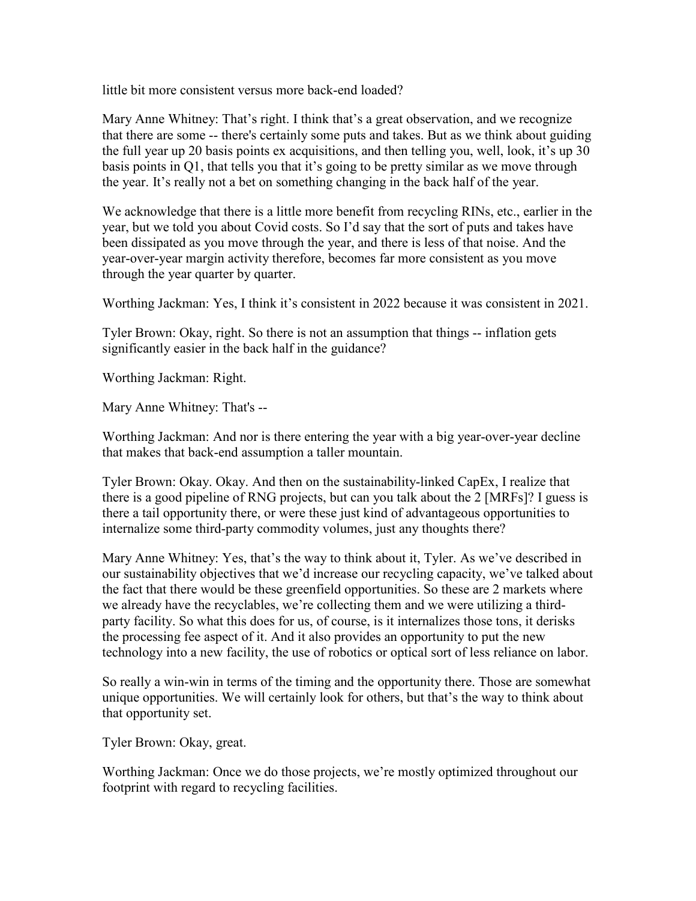little bit more consistent versus more back-end loaded?

Mary Anne Whitney: That's right. I think that's a great observation, and we recognize that there are some -- there's certainly some puts and takes. But as we think about guiding the full year up 20 basis points ex acquisitions, and then telling you, well, look, it's up 30 basis points in Q1, that tells you that it's going to be pretty similar as we move through the year. It's really not a bet on something changing in the back half of the year.

We acknowledge that there is a little more benefit from recycling RINs, etc., earlier in the year, but we told you about Covid costs. So I'd say that the sort of puts and takes have been dissipated as you move through the year, and there is less of that noise. And the year-over-year margin activity therefore, becomes far more consistent as you move through the year quarter by quarter.

Worthing Jackman: Yes, I think it's consistent in 2022 because it was consistent in 2021.

Tyler Brown: Okay, right. So there is not an assumption that things -- inflation gets significantly easier in the back half in the guidance?

Worthing Jackman: Right.

Mary Anne Whitney: That's --

Worthing Jackman: And nor is there entering the year with a big year-over-year decline that makes that back-end assumption a taller mountain.

Tyler Brown: Okay. Okay. And then on the sustainability-linked CapEx, I realize that there is a good pipeline of RNG projects, but can you talk about the 2 [MRFs]? I guess is there a tail opportunity there, or were these just kind of advantageous opportunities to internalize some third-party commodity volumes, just any thoughts there?

Mary Anne Whitney: Yes, that's the way to think about it, Tyler. As we've described in our sustainability objectives that we'd increase our recycling capacity, we've talked about the fact that there would be these greenfield opportunities. So these are 2 markets where we already have the recyclables, we're collecting them and we were utilizing a third-party facility. So what this does for us, of course, is it internalizes those tons, it derisks the processing fee aspect of it. And it also provides an opportunity to put the new technology into a new facility, the use of robotics or optical sort of less reliance on labor.

So really a win-win in terms of the timing and the opportunity there. Those are somewhat unique opportunities. We will certainly look for others, but that's the way to think about that opportunity set.

Tyler Brown: Okay, great.

Worthing Jackman: Once we do those projects, we're mostly optimized throughout our footprint with regard to recycling facilities.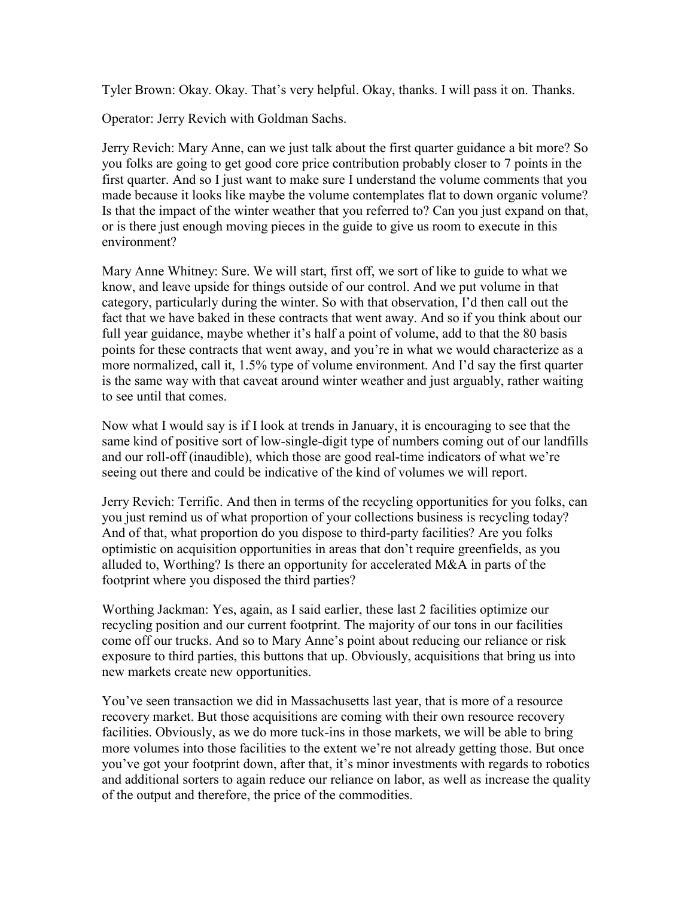Tyler Brown: Okay. Okay. That's very helpful. Okay, thanks. I will pass it on. Thanks.

Operator: Jerry Revich with Goldman Sachs.

Jerry Revich: Mary Anne, can we just talk about the first quarter guidance a bit more? So you folks are going to get good core price contribution probably closer to 7 points in the first quarter. And so I just want to make sure I understand the volume comments that you made because it looks like maybe the volume contemplates flat to down organic volume? Is that the impact of the winter weather that you referred to? Can you just expand on that, or is there just enough moving pieces in the guide to give us room to execute in this environment?

Mary Anne Whitney: Sure. We will start, first off, we sort of like to guide to what we know, and leave upside for things outside of our control. And we put volume in that category, particularly during the winter. So with that observation, I'd then call out the fact that we have baked in these contracts that went away. And so if you think about our full year guidance, maybe whether it's half a point of volume, add to that the 80 basis points for these contracts that went away, and you're in what we would characterize as a more normalized, call it, 1.5% type of volume environment. And I'd say the first quarter is the same way with that caveat around winter weather and just arguably, rather waiting to see until that comes.

Now what I would say is if I look at trends in January, it is encouraging to see that the same kind of positive sort of low-single-digit type of numbers coming out of our landfills and our roll-off (inaudible), which those are good real-time indicators of what we're seeing out there and could be indicative of the kind of volumes we will report.

Jerry Revich: Terrific. And then in terms of the recycling opportunities for you folks, can you just remind us of what proportion of your collections business is recycling today? And of that, what proportion do you dispose to third-party facilities? Are you folks optimistic on acquisition opportunities in areas that don't require greenfields, as you alluded to, Worthing? Is there an opportunity for accelerated M&A in parts of the footprint where you disposed the third parties?

Worthing Jackman: Yes, again, as I said earlier, these last 2 facilities optimize our recycling position and our current footprint. The majority of our tons in our facilities come off our trucks. And so to Mary Anne's point about reducing our reliance or risk exposure to third parties, this buttons that up. Obviously, acquisitions that bring us into new markets create new opportunities.

You've seen transaction we did in Massachusetts last year, that is more of a resource recovery market. But those acquisitions are coming with their own resource recovery facilities. Obviously, as we do more tuck-ins in those markets, we will be able to bring more volumes into those facilities to the extent we're not already getting those. But once you've got your footprint down, after that, it's minor investments with regards to robotics and additional sorters to again reduce our reliance on labor, as well as increase the quality of the output and therefore, the price of the commodities.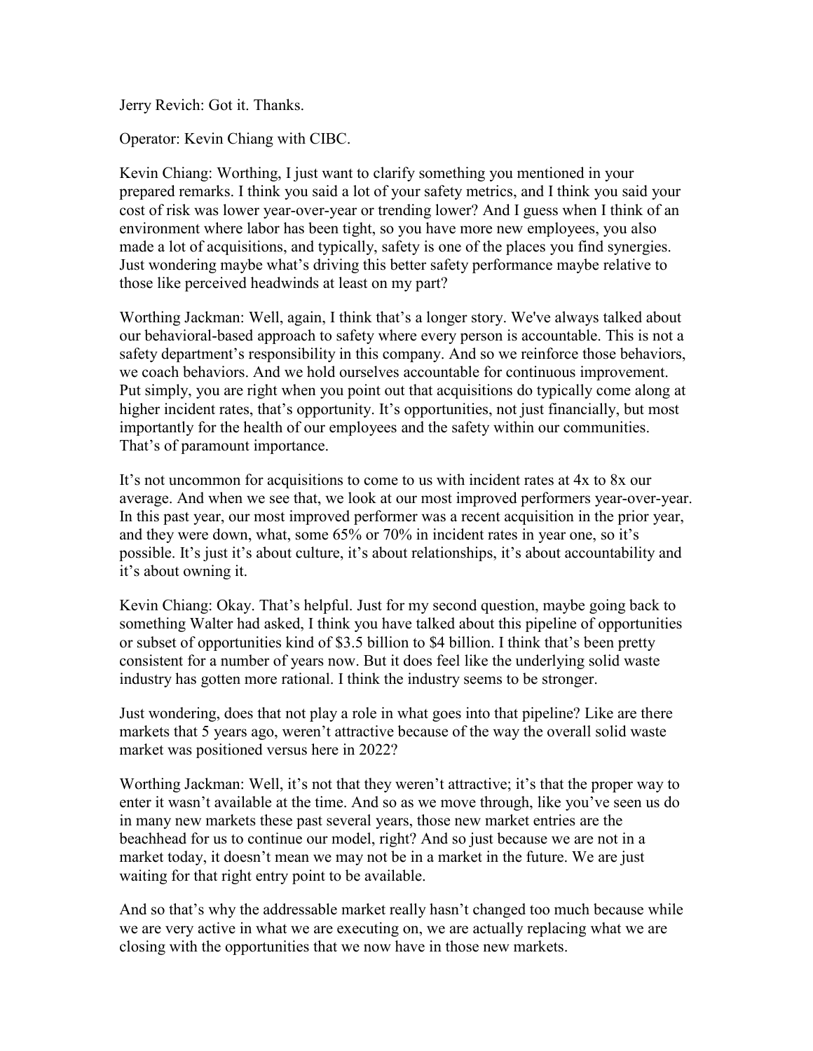Jerry Revich: Got it. Thanks.

Operator: Kevin Chiang with CIBC.

Kevin Chiang: Worthing, I just want to clarify something you mentioned in your prepared remarks. I think you said a lot of your safety metrics, and I think you said your cost of risk was lower year-over-year or trending lower? And I guess when I think of an environment where labor has been tight, so you have more new employees, you also made a lot of acquisitions, and typically, safety is one of the places you find synergies. Just wondering maybe what's driving this better safety performance maybe relative to those like perceived headwinds at least on my part?

Worthing Jackman: Well, again, I think that's a longer story. We've always talked about our behavioral-based approach to safety where every person is accountable. This is not a safety department's responsibility in this company. And so we reinforce those behaviors, we coach behaviors. And we hold ourselves accountable for continuous improvement. Put simply, you are right when you point out that acquisitions do typically come along at higher incident rates, that's opportunity. It's opportunities, not just financially, but most importantly for the health of our employees and the safety within our communities. That's of paramount importance.

It's not uncommon for acquisitions to come to us with incident rates at 4x to 8x our average. And when we see that, we look at our most improved performers year-over-year. In this past year, our most improved performer was a recent acquisition in the prior year, and they were down, what, some 65% or 70% in incident rates in year one, so it's possible. It's just it's about culture, it's about relationships, it's about accountability and it's about owning it.

Kevin Chiang: Okay. That's helpful. Just for my second question, maybe going back to something Walter had asked, I think you have talked about this pipeline of opportunities or subset of opportunities kind of $3.5 billion to $4 billion. I think that's been pretty consistent for a number of years now. But it does feel like the underlying solid waste industry has gotten more rational. I think the industry seems to be stronger.

Just wondering, does that not play a role in what goes into that pipeline? Like are there markets that 5 years ago, weren't attractive because of the way the overall solid waste market was positioned versus here in 2022?

Worthing Jackman: Well, it's not that they weren't attractive; it's that the proper way to enter it wasn't available at the time. And so as we move through, like you've seen us do in many new markets these past several years, those new market entries are the beachhead for us to continue our model, right? And so just because we are not in a market today, it doesn't mean we may not be in a market in the future. We are just waiting for that right entry point to be available.

And so that's why the addressable market really hasn't changed too much because while we are very active in what we are executing on, we are actually replacing what we are closing with the opportunities that we now have in those new markets.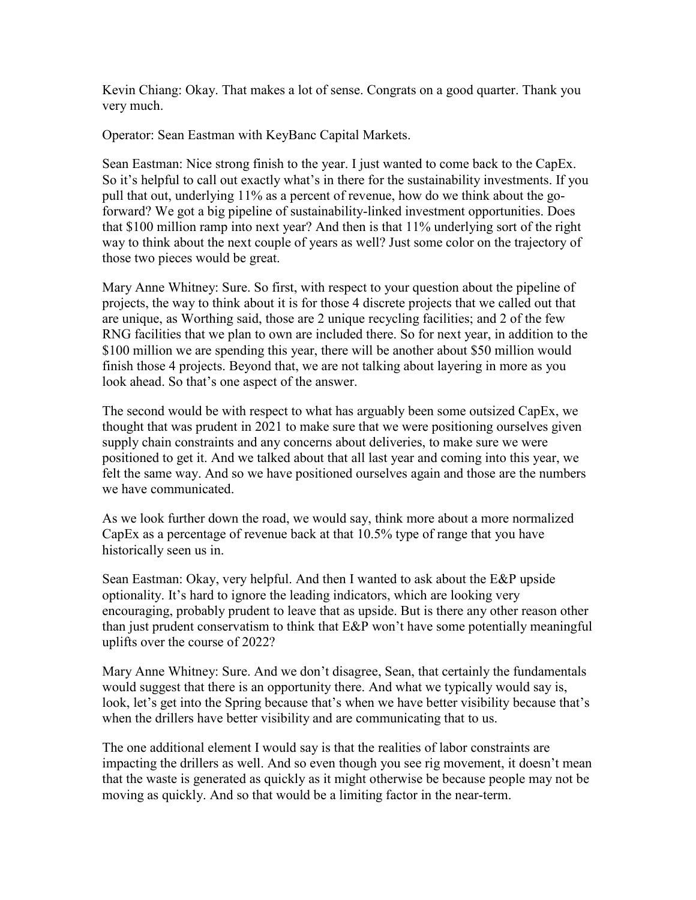Kevin Chiang: Okay. That makes a lot of sense. Congrats on a good quarter. Thank you very much.

Operator: Sean Eastman with KeyBanc Capital Markets.

Sean Eastman: Nice strong finish to the year. I just wanted to come back to the CapEx. So it's helpful to call out exactly what's in there for the sustainability investments. If you pull that out, underlying 11% as a percent of revenue, how do we think about the go-forward? We got a big pipeline of sustainability-linked investment opportunities. Does that $100 million ramp into next year? And then is that 11% underlying sort of the right way to think about the next couple of years as well? Just some color on the trajectory of those two pieces would be great.

Mary Anne Whitney: Sure. So first, with respect to your question about the pipeline of projects, the way to think about it is for those 4 discrete projects that we called out that are unique, as Worthing said, those are 2 unique recycling facilities; and 2 of the few RNG facilities that we plan to own are included there. So for next year, in addition to the $100 million we are spending this year, there will be another about $50 million would finish those 4 projects. Beyond that, we are not talking about layering in more as you look ahead. So that's one aspect of the answer.

The second would be with respect to what has arguably been some outsized CapEx, we thought that was prudent in 2021 to make sure that we were positioning ourselves given supply chain constraints and any concerns about deliveries, to make sure we were positioned to get it. And we talked about that all last year and coming into this year, we felt the same way. And so we have positioned ourselves again and those are the numbers we have communicated.

As we look further down the road, we would say, think more about a more normalized CapEx as a percentage of revenue back at that 10.5% type of range that you have historically seen us in.

Sean Eastman: Okay, very helpful. And then I wanted to ask about the E&P upside optionality. It's hard to ignore the leading indicators, which are looking very encouraging, probably prudent to leave that as upside. But is there any other reason other than just prudent conservatism to think that E&P won't have some potentially meaningful uplifts over the course of 2022?

Mary Anne Whitney: Sure. And we don't disagree, Sean, that certainly the fundamentals would suggest that there is an opportunity there. And what we typically would say is, look, let's get into the Spring because that's when we have better visibility because that's when the drillers have better visibility and are communicating that to us.

The one additional element I would say is that the realities of labor constraints are impacting the drillers as well. And so even though you see rig movement, it doesn't mean that the waste is generated as quickly as it might otherwise be because people may not be moving as quickly. And so that would be a limiting factor in the near-term.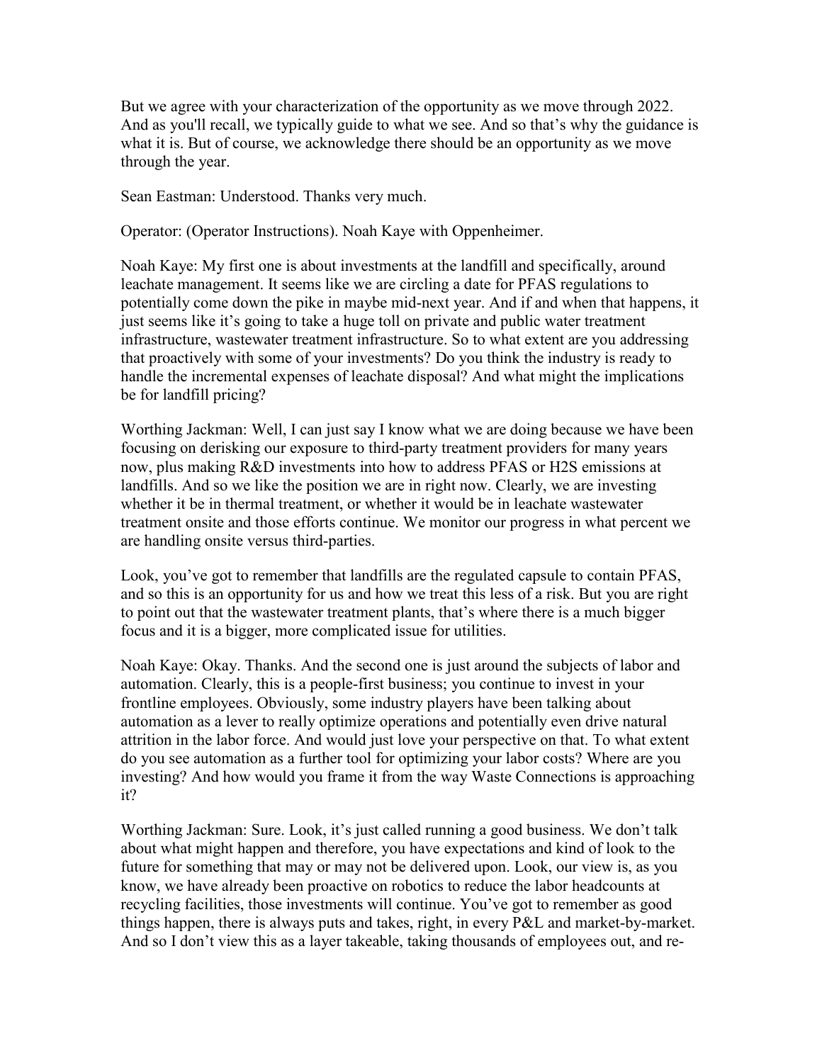But we agree with your characterization of the opportunity as we move through 2022. And as you'll recall, we typically guide to what we see. And so that's why the guidance is what it is. But of course, we acknowledge there should be an opportunity as we move through the year.

Sean Eastman: Understood. Thanks very much.

Operator: (Operator Instructions). Noah Kaye with Oppenheimer.

Noah Kaye: My first one is about investments at the landfill and specifically, around leachate management. It seems like we are circling a date for PFAS regulations to potentially come down the pike in maybe mid-next year. And if and when that happens, it just seems like it's going to take a huge toll on private and public water treatment infrastructure, wastewater treatment infrastructure. So to what extent are you addressing that proactively with some of your investments? Do you think the industry is ready to handle the incremental expenses of leachate disposal? And what might the implications be for landfill pricing?

Worthing Jackman: Well, I can just say I know what we are doing because we have been focusing on derisking our exposure to third-party treatment providers for many years now, plus making R&D investments into how to address PFAS or H2S emissions at landfills. And so we like the position we are in right now. Clearly, we are investing whether it be in thermal treatment, or whether it would be in leachate wastewater treatment onsite and those efforts continue. We monitor our progress in what percent we are handling onsite versus third-parties.

Look, you've got to remember that landfills are the regulated capsule to contain PFAS, and so this is an opportunity for us and how we treat this less of a risk. But you are right to point out that the wastewater treatment plants, that's where there is a much bigger focus and it is a bigger, more complicated issue for utilities.

Noah Kaye: Okay. Thanks. And the second one is just around the subjects of labor and automation. Clearly, this is a people-first business; you continue to invest in your frontline employees. Obviously, some industry players have been talking about automation as a lever to really optimize operations and potentially even drive natural attrition in the labor force. And would just love your perspective on that. To what extent do you see automation as a further tool for optimizing your labor costs? Where are you investing? And how would you frame it from the way Waste Connections is approaching it?

Worthing Jackman: Sure. Look, it's just called running a good business. We don't talk about what might happen and therefore, you have expectations and kind of look to the future for something that may or may not be delivered upon. Look, our view is, as you know, we have already been proactive on robotics to reduce the labor headcounts at recycling facilities, those investments will continue. You've got to remember as good things happen, there is always puts and takes, right, in every P&L and market-by-market. And so I don't view this as a layer takeable, taking thousands of employees out, and re-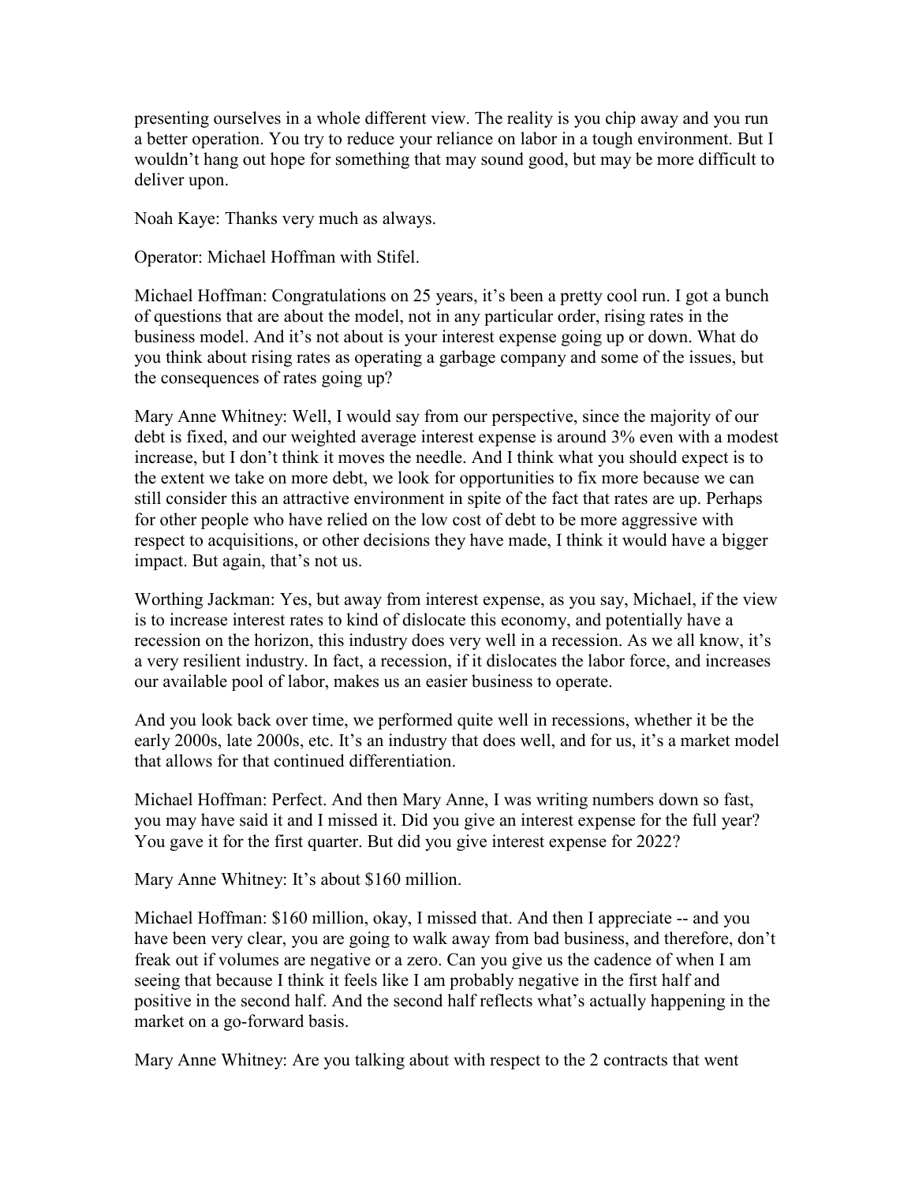presenting ourselves in a whole different view. The reality is you chip away and you run a better operation. You try to reduce your reliance on labor in a tough environment. But I wouldn't hang out hope for something that may sound good, but may be more difficult to deliver upon.

Noah Kaye: Thanks very much as always.

Operator: Michael Hoffman with Stifel.

Michael Hoffman: Congratulations on 25 years, it's been a pretty cool run. I got a bunch of questions that are about the model, not in any particular order, rising rates in the business model. And it's not about is your interest expense going up or down. What do you think about rising rates as operating a garbage company and some of the issues, but the consequences of rates going up?

Mary Anne Whitney: Well, I would say from our perspective, since the majority of our debt is fixed, and our weighted average interest expense is around 3% even with a modest increase, but I don't think it moves the needle. And I think what you should expect is to the extent we take on more debt, we look for opportunities to fix more because we can still consider this an attractive environment in spite of the fact that rates are up. Perhaps for other people who have relied on the low cost of debt to be more aggressive with respect to acquisitions, or other decisions they have made, I think it would have a bigger impact. But again, that's not us.

Worthing Jackman: Yes, but away from interest expense, as you say, Michael, if the view is to increase interest rates to kind of dislocate this economy, and potentially have a recession on the horizon, this industry does very well in a recession. As we all know, it's a very resilient industry. In fact, a recession, if it dislocates the labor force, and increases our available pool of labor, makes us an easier business to operate.

And you look back over time, we performed quite well in recessions, whether it be the early 2000s, late 2000s, etc. It's an industry that does well, and for us, it's a market model that allows for that continued differentiation.

Michael Hoffman: Perfect. And then Mary Anne, I was writing numbers down so fast, you may have said it and I missed it. Did you give an interest expense for the full year? You gave it for the first quarter. But did you give interest expense for 2022?

Mary Anne Whitney: It's about $160 million.

Michael Hoffman: $160 million, okay, I missed that. And then I appreciate -- and you have been very clear, you are going to walk away from bad business, and therefore, don't freak out if volumes are negative or a zero. Can you give us the cadence of when I am seeing that because I think it feels like I am probably negative in the first half and positive in the second half. And the second half reflects what's actually happening in the market on a go-forward basis.

Mary Anne Whitney: Are you talking about with respect to the 2 contracts that went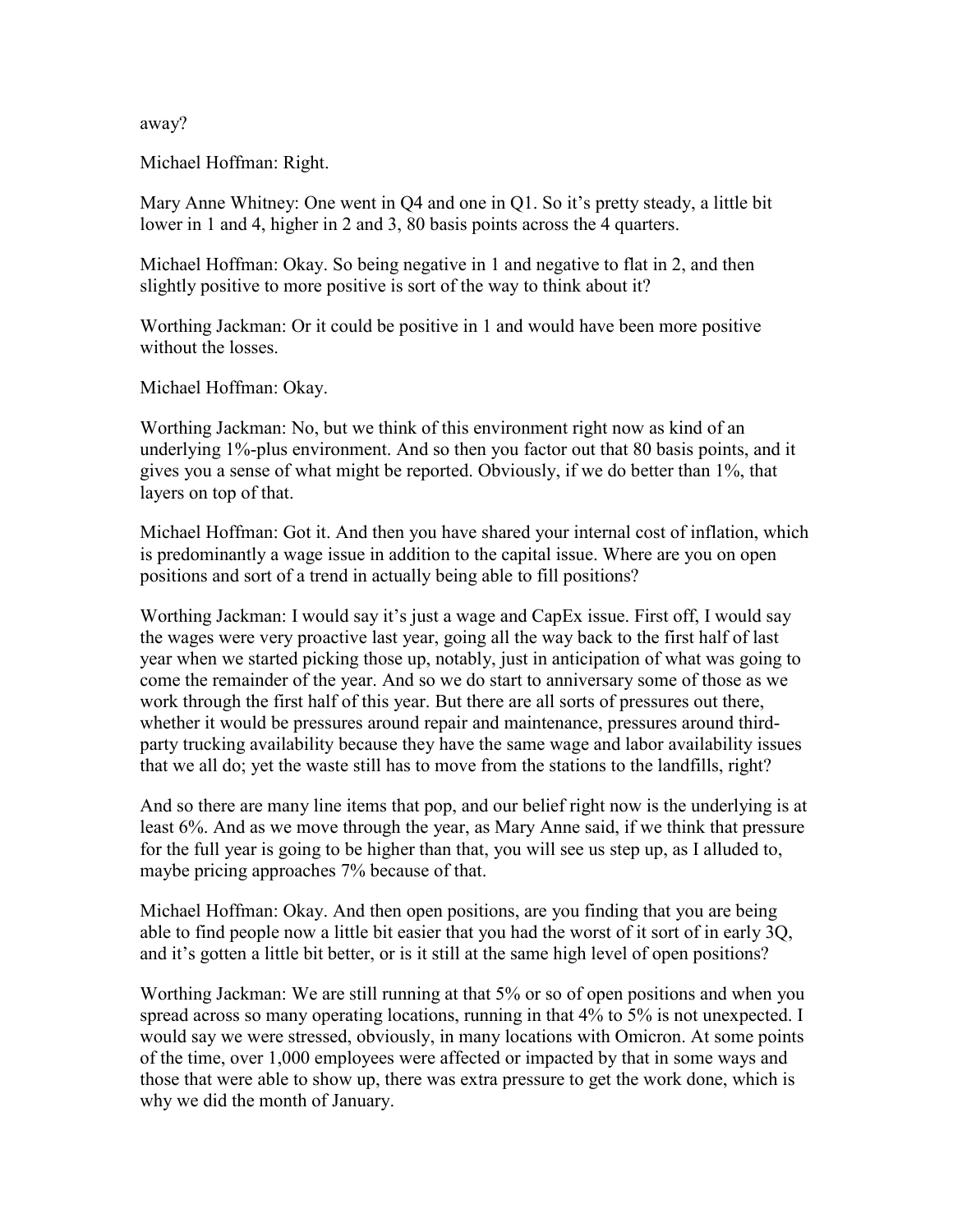away?

Michael Hoffman: Right.

Mary Anne Whitney: One went in Q4 and one in Q1. So it's pretty steady, a little bit lower in 1 and 4, higher in 2 and 3, 80 basis points across the 4 quarters.

Michael Hoffman: Okay. So being negative in 1 and negative to flat in 2, and then slightly positive to more positive is sort of the way to think about it?

Worthing Jackman: Or it could be positive in 1 and would have been more positive without the losses.

Michael Hoffman: Okay.

Worthing Jackman: No, but we think of this environment right now as kind of an underlying 1%-plus environment. And so then you factor out that 80 basis points, and it gives you a sense of what might be reported. Obviously, if we do better than 1%, that layers on top of that.

Michael Hoffman: Got it. And then you have shared your internal cost of inflation, which is predominantly a wage issue in addition to the capital issue. Where are you on open positions and sort of a trend in actually being able to fill positions?

Worthing Jackman: I would say it's just a wage and CapEx issue. First off, I would say the wages were very proactive last year, going all the way back to the first half of last year when we started picking those up, notably, just in anticipation of what was going to come the remainder of the year. And so we do start to anniversary some of those as we work through the first half of this year. But there are all sorts of pressures out there, whether it would be pressures around repair and maintenance, pressures around third-party trucking availability because they have the same wage and labor availability issues that we all do; yet the waste still has to move from the stations to the landfills, right?

And so there are many line items that pop, and our belief right now is the underlying is at least 6%. And as we move through the year, as Mary Anne said, if we think that pressure for the full year is going to be higher than that, you will see us step up, as I alluded to, maybe pricing approaches 7% because of that.

Michael Hoffman: Okay. And then open positions, are you finding that you are being able to find people now a little bit easier that you had the worst of it sort of in early 3Q, and it's gotten a little bit better, or is it still at the same high level of open positions?

Worthing Jackman: We are still running at that 5% or so of open positions and when you spread across so many operating locations, running in that 4% to 5% is not unexpected. I would say we were stressed, obviously, in many locations with Omicron. At some points of the time, over 1,000 employees were affected or impacted by that in some ways and those that were able to show up, there was extra pressure to get the work done, which is why we did the month of January.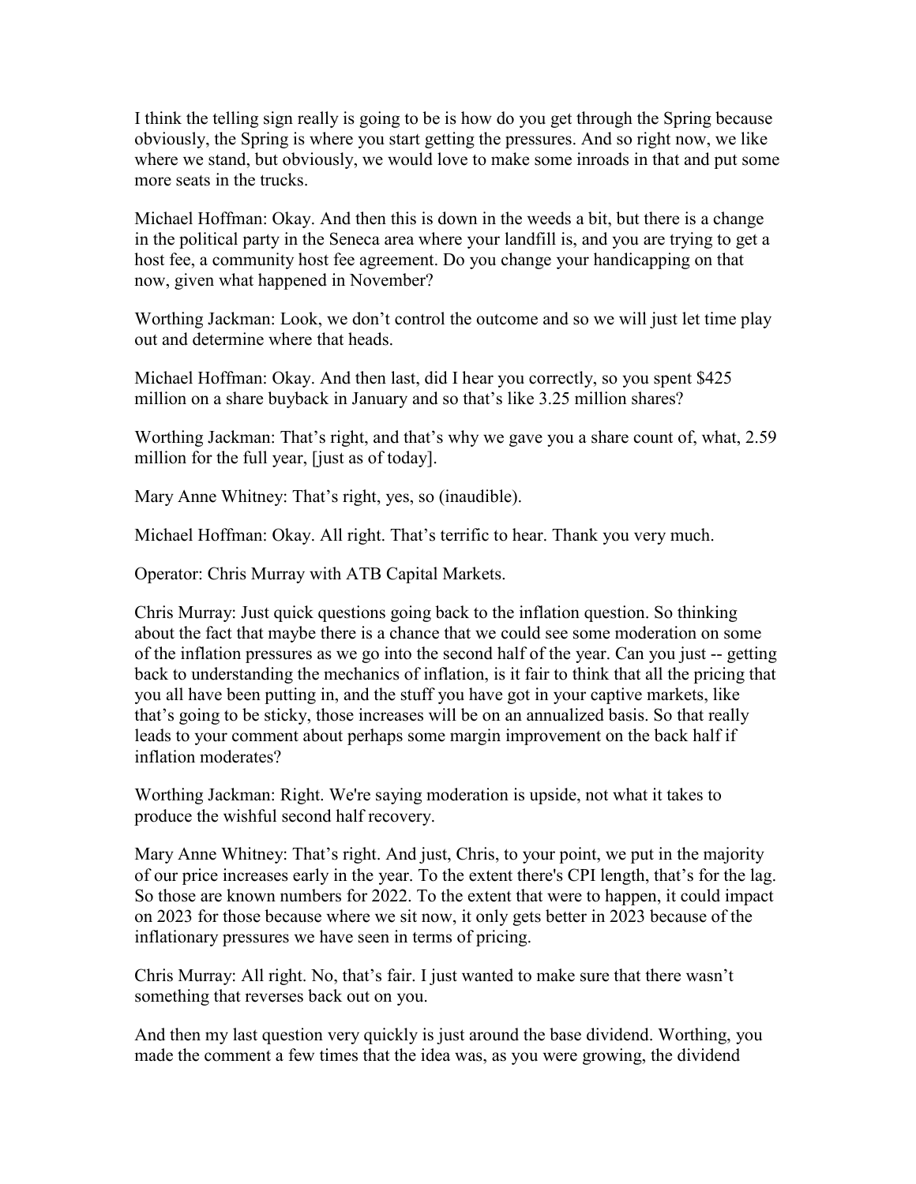I think the telling sign really is going to be is how do you get through the Spring because obviously, the Spring is where you start getting the pressures. And so right now, we like where we stand, but obviously, we would love to make some inroads in that and put some more seats in the trucks.

Michael Hoffman: Okay. And then this is down in the weeds a bit, but there is a change in the political party in the Seneca area where your landfill is, and you are trying to get a host fee, a community host fee agreement. Do you change your handicapping on that now, given what happened in November?

Worthing Jackman: Look, we don't control the outcome and so we will just let time play out and determine where that heads.

Michael Hoffman: Okay. And then last, did I hear you correctly, so you spent $425 million on a share buyback in January and so that's like 3.25 million shares?

Worthing Jackman: That's right, and that's why we gave you a share count of, what, 2.59 million for the full year, [just as of today].

Mary Anne Whitney: That's right, yes, so (inaudible).

Michael Hoffman: Okay. All right. That's terrific to hear. Thank you very much.

Operator: Chris Murray with ATB Capital Markets.

Chris Murray: Just quick questions going back to the inflation question. So thinking about the fact that maybe there is a chance that we could see some moderation on some of the inflation pressures as we go into the second half of the year. Can you just -- getting back to understanding the mechanics of inflation, is it fair to think that all the pricing that you all have been putting in, and the stuff you have got in your captive markets, like that's going to be sticky, those increases will be on an annualized basis. So that really leads to your comment about perhaps some margin improvement on the back half if inflation moderates?

Worthing Jackman: Right. We're saying moderation is upside, not what it takes to produce the wishful second half recovery.

Mary Anne Whitney: That's right. And just, Chris, to your point, we put in the majority of our price increases early in the year. To the extent there's CPI length, that's for the lag. So those are known numbers for 2022. To the extent that were to happen, it could impact on 2023 for those because where we sit now, it only gets better in 2023 because of the inflationary pressures we have seen in terms of pricing.

Chris Murray: All right. No, that's fair. I just wanted to make sure that there wasn't something that reverses back out on you.

And then my last question very quickly is just around the base dividend. Worthing, you made the comment a few times that the idea was, as you were growing, the dividend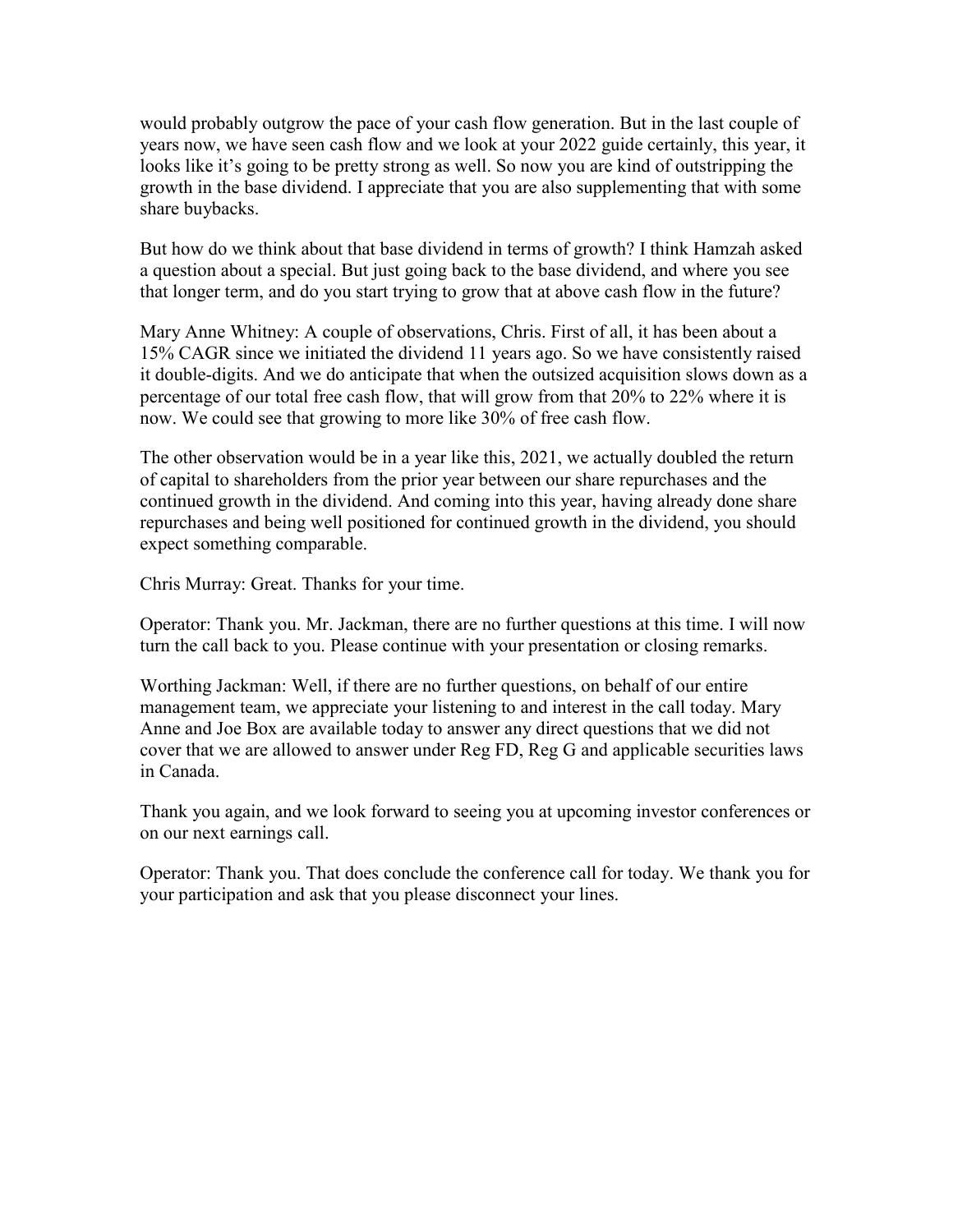would probably outgrow the pace of your cash flow generation. But in the last couple of years now, we have seen cash flow and we look at your 2022 guide certainly, this year, it looks like it's going to be pretty strong as well. So now you are kind of outstripping the growth in the base dividend. I appreciate that you are also supplementing that with some share buybacks.

But how do we think about that base dividend in terms of growth? I think Hamzah asked a question about a special. But just going back to the base dividend, and where you see that longer term, and do you start trying to grow that at above cash flow in the future?

Mary Anne Whitney: A couple of observations, Chris. First of all, it has been about a 15% CAGR since we initiated the dividend 11 years ago. So we have consistently raised it double-digits. And we do anticipate that when the outsized acquisition slows down as a percentage of our total free cash flow, that will grow from that 20% to 22% where it is now. We could see that growing to more like 30% of free cash flow.

The other observation would be in a year like this, 2021, we actually doubled the return of capital to shareholders from the prior year between our share repurchases and the continued growth in the dividend. And coming into this year, having already done share repurchases and being well positioned for continued growth in the dividend, you should expect something comparable.

Chris Murray: Great. Thanks for your time.

Operator: Thank you. Mr. Jackman, there are no further questions at this time. I will now turn the call back to you. Please continue with your presentation or closing remarks.

Worthing Jackman: Well, if there are no further questions, on behalf of our entire management team, we appreciate your listening to and interest in the call today. Mary Anne and Joe Box are available today to answer any direct questions that we did not cover that we are allowed to answer under Reg FD, Reg G and applicable securities laws in Canada.

Thank you again, and we look forward to seeing you at upcoming investor conferences or on our next earnings call.

Operator: Thank you. That does conclude the conference call for today. We thank you for your participation and ask that you please disconnect your lines.